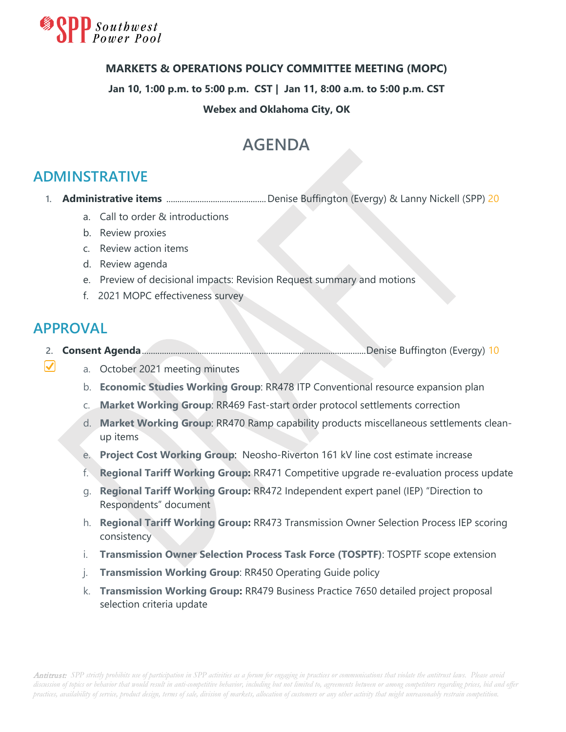**MARKETS & OPERATIONS POLICY COMMITTEE MEETING (MOPC)**

**Jan 10, 1:00 p.m. to 5:00 p.m. CST | Jan 11, 8:00 a.m. to 5:00 p.m. CST**

**Webex and Oklahoma City, OK**

# AGENDA

## ADMINSTRATIVE

1. **Administrative items** ............................................ Denise Buffington (Evergy) & Lanny Nickell (SPP) 20
   a. Call to order & introductions
   b. Review proxies
   c. Review action items
   d. Review agenda
   e. Preview of decisional impacts: Revision Request summary and motions
   f. 2021 MOPC effectiveness survey

## APPROVAL

2. **Consent Agenda** ............................................ Denise Buffington (Evergy) 10
   a. October 2021 meeting minutes
   b. **Economic Studies Working Group**: RR478 ITP Conventional resource expansion plan
   c. **Market Working Group**: RR469 Fast-start order protocol settlements correction
   d. **Market Working Group**: RR470 Ramp capability products miscellaneous settlements clean-up items
   e. **Project Cost Working Group**: Neosho-Riverton 161 kV line cost estimate increase
   f. **Regional Tariff Working Group:** RR471 Competitive upgrade re-evaluation process update
   g. **Regional Tariff Working Group:** RR472 Independent expert panel (IEP) "Direction to Respondents" document
   h. **Regional Tariff Working Group:** RR473 Transmission Owner Selection Process IEP scoring consistency
   i. **Transmission Owner Selection Process Task Force (TOSPTF)**: TOSPTF scope extension
   j. **Transmission Working Group**: RR450 Operating Guide policy
   k. **Transmission Working Group:** RR479 Business Practice 7650 detailed project proposal selection criteria update

*Antitrust: SPP strictly prohibits use of participation in SPP activities as a forum for engaging in practices or communications that violate the antitrust laws. Please avoid discussion of topics or behavior that would result in anti-competitive behavior, including but not limited to, agreements between or among competitors regarding prices, bid and offer practices, availability of service, product design, terms of sale, division of markets, allocation of customers or any other activity that might unreasonably restrain competition.*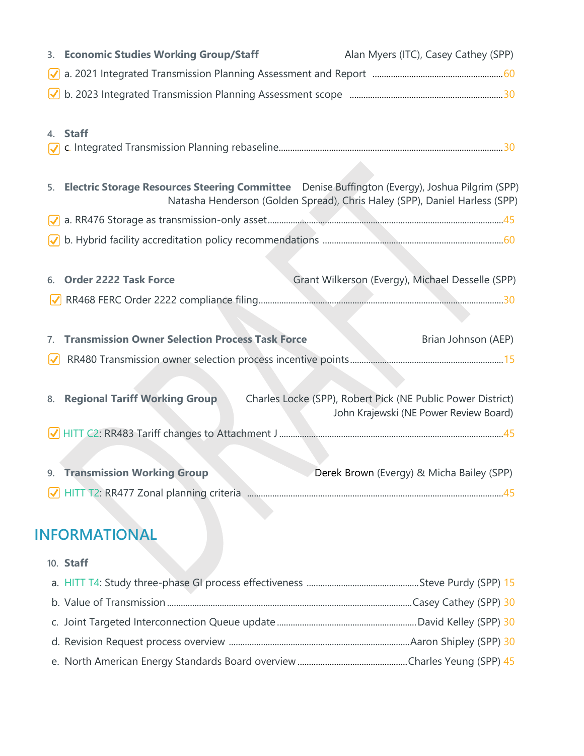3. **Economic Studies Working Group/Staff** — Alan Myers (ITC), Casey Cathey (SPP)
   - ☑ a. 2021 Integrated Transmission Planning Assessment and Report ........ 60
   - ☑ b. 2023 Integrated Transmission Planning Assessment scope ........ 30

4. **Staff**
   - ☑ c. Integrated Transmission Planning rebaseline ........ 30

5. **Electric Storage Resources Steering Committee** — Denise Buffington (Evergy), Joshua Pilgrim (SPP), Natasha Henderson (Golden Spread), Chris Haley (SPP), Daniel Harless (SPP)
   - ☑ a. RR476 Storage as transmission-only asset ........ 45
   - ☑ b. Hybrid facility accreditation policy recommendations ........ 60

6. **Order 2222 Task Force** — Grant Wilkerson (Evergy), Michael Desselle (SPP)
   - ☑ RR468 FERC Order 2222 compliance filing ........ 30

7. **Transmission Owner Selection Process Task Force** — Brian Johnson (AEP)
   - ☑ RR480 Transmission owner selection process incentive points ........ 15

8. **Regional Tariff Working Group** — Charles Locke (SPP), Robert Pick (NE Public Power District), John Krajewski (NE Power Review Board)
   - ☑ HITT C2: RR483 Tariff changes to Attachment J ........ 45

9. **Transmission Working Group** — Derek Brown (Evergy) & Micha Bailey (SPP)
   - ☑ HITT T2: RR477 Zonal planning criteria ........ 45

## INFORMATIONAL

10. **Staff**
    - a. HITT T4: Study three-phase GI process effectiveness ........ Steve Purdy (SPP) 15
    - b. Value of Transmission ........ Casey Cathey (SPP) 30
    - c. Joint Targeted Interconnection Queue update ........ David Kelley (SPP) 30
    - d. Revision Request process overview ........ Aaron Shipley (SPP) 30
    - e. North American Energy Standards Board overview ........ Charles Yeung (SPP) 45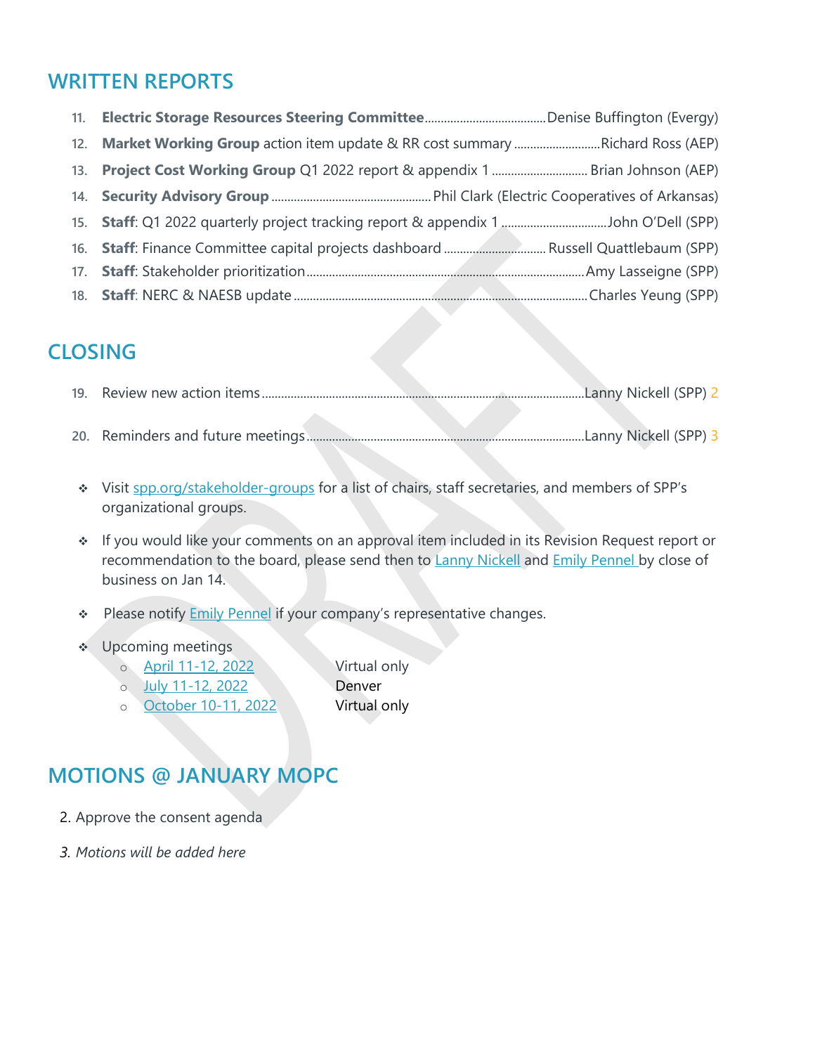## WRITTEN REPORTS

11. **Electric Storage Resources Steering Committee**..................................... Denise Buffington (Evergy)
12. **Market Working Group** action item update & RR cost summary ........................... Richard Ross (AEP)
13. **Project Cost Working Group** Q1 2022 report & appendix 1 .............................. Brian Johnson (AEP)
14. **Security Advisory Group** ................................................ Phil Clark (Electric Cooperatives of Arkansas)
15. **Staff**: Q1 2022 quarterly project tracking report & appendix 1 ................................ John O'Dell (SPP)
16. **Staff**: Finance Committee capital projects dashboard ................................ Russell Quattlebaum (SPP)
17. **Staff**: Stakeholder prioritization ..................................................................................... Amy Lasseigne (SPP)
18. **Staff**: NERC & NAESB update ........................................................................................ Charles Yeung (SPP)

## CLOSING

19. Review new action items ................................................................................................... Lanny Nickell (SPP) 2

20. Reminders and future meetings ..................................................................................... Lanny Nickell (SPP) 3

- Visit spp.org/stakeholder-groups for a list of chairs, staff secretaries, and members of SPP's organizational groups.
- If you would like your comments on an approval item included in its Revision Request report or recommendation to the board, please send then to Lanny Nickell and Emily Pennel by close of business on Jan 14.
- Please notify Emily Pennel if your company's representative changes.
- Upcoming meetings
  - April 11-12, 2022 Virtual only
  - July 11-12, 2022 Denver
  - October 10-11, 2022 Virtual only

## MOTIONS @ JANUARY MOPC

2. Approve the consent agenda

*3. Motions will be added here*